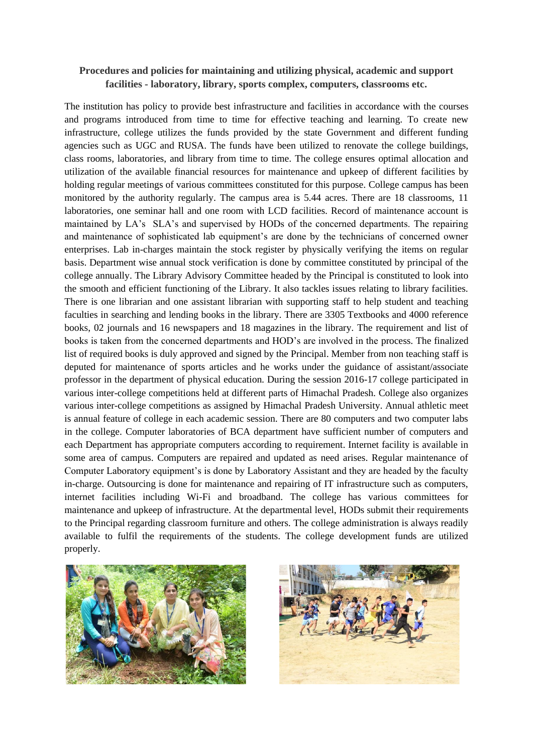**Procedures and policies for maintaining and utilizing physical, academic and support facilities - laboratory, library, sports complex, computers, classrooms etc.**

The institution has policy to provide best infrastructure and facilities in accordance with the courses and programs introduced from time to time for effective teaching and learning. To create new infrastructure, college utilizes the funds provided by the state Government and different funding agencies such as UGC and RUSA. The funds have been utilized to renovate the college buildings, class rooms, laboratories, and library from time to time. The college ensures optimal allocation and utilization of the available financial resources for maintenance and upkeep of different facilities by holding regular meetings of various committees constituted for this purpose. College campus has been monitored by the authority regularly. The campus area is 5.44 acres. There are 18 classrooms, 11 laboratories, one seminar hall and one room with LCD facilities. Record of maintenance account is maintained by LA's SLA's and supervised by HODs of the concerned departments. The repairing and maintenance of sophisticated lab equipment's are done by the technicians of concerned owner enterprises. Lab in-charges maintain the stock register by physically verifying the items on regular basis. Department wise annual stock verification is done by committee constituted by principal of the college annually. The Library Advisory Committee headed by the Principal is constituted to look into the smooth and efficient functioning of the Library. It also tackles issues relating to library facilities. There is one librarian and one assistant librarian with supporting staff to help student and teaching faculties in searching and lending books in the library. There are 3305 Textbooks and 4000 reference books, 02 journals and 16 newspapers and 18 magazines in the library. The requirement and list of books is taken from the concerned departments and HOD's are involved in the process. The finalized list of required books is duly approved and signed by the Principal. Member from non teaching staff is deputed for maintenance of sports articles and he works under the guidance of assistant/associate professor in the department of physical education. During the session 2016-17 college participated in various inter-college competitions held at different parts of Himachal Pradesh. College also organizes various inter-college competitions as assigned by Himachal Pradesh University. Annual athletic meet is annual feature of college in each academic session. There are 80 computers and two computer labs in the college. Computer laboratories of BCA department have sufficient number of computers and each Department has appropriate computers according to requirement. Internet facility is available in some area of campus. Computers are repaired and updated as need arises. Regular maintenance of Computer Laboratory equipment's is done by Laboratory Assistant and they are headed by the faculty in-charge. Outsourcing is done for maintenance and repairing of IT infrastructure such as computers, internet facilities including Wi-Fi and broadband. The college has various committees for maintenance and upkeep of infrastructure. At the departmental level, HODs submit their requirements to the Principal regarding classroom furniture and others. The college administration is always readily available to fulfil the requirements of the students. The college development funds are utilized properly.